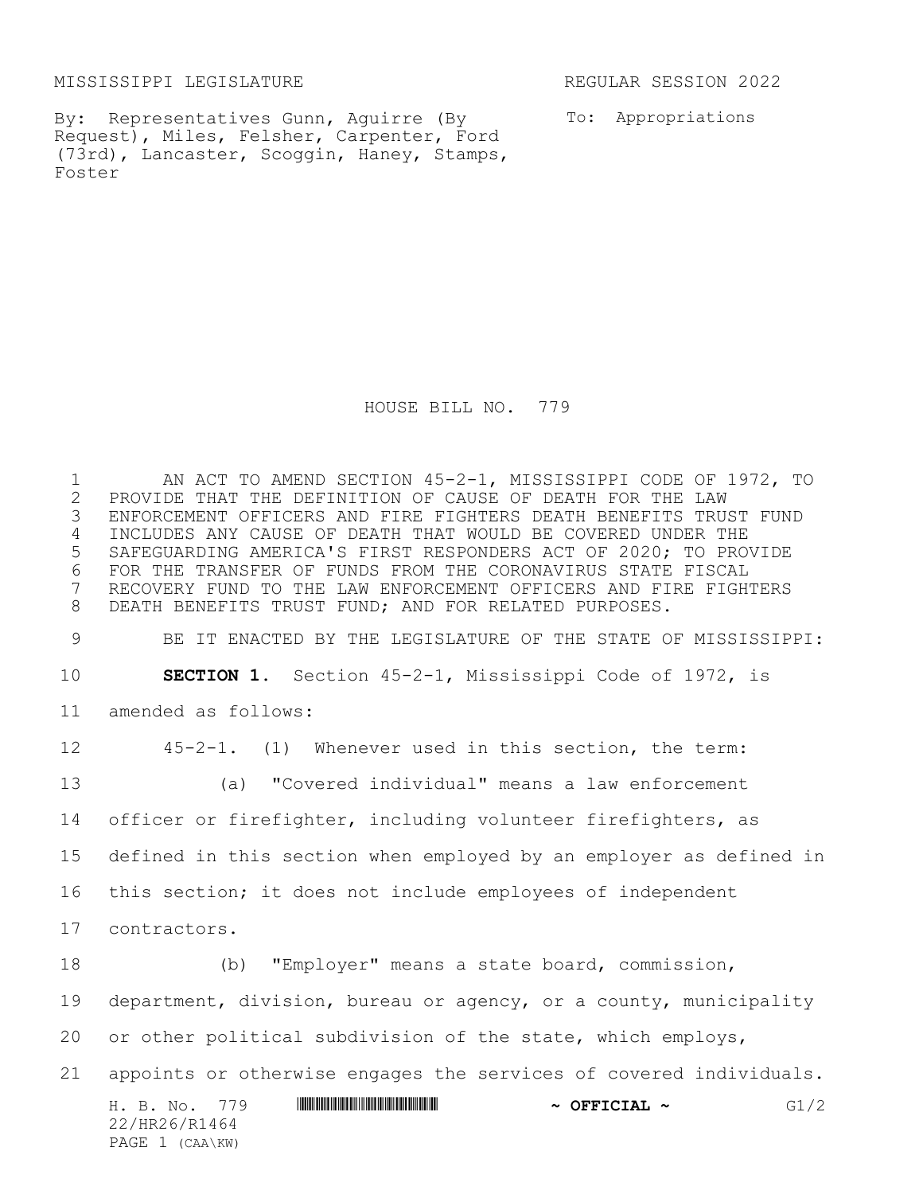MISSISSIPPI LEGISLATURE REGULAR SESSION 2022

By: Representatives Gunn, Aguirre (By Request), Miles, Felsher, Carpenter, Ford (73rd), Lancaster, Scoggin, Haney, Stamps, Foster

To: Appropriations

# HOUSE BILL NO. 779

AN ACT TO AMEND SECTION 45-2-1, MISSISSIPPI CODE OF 1972, TO PROVIDE THAT THE DEFINITION OF CAUSE OF DEATH FOR THE LAW ENFORCEMENT OFFICERS AND FIRE FIGHTERS DEATH BENEFITS TRUST FUND INCLUDES ANY CAUSE OF DEATH THAT WOULD BE COVERED UNDER THE SAFEGUARDING AMERICA'S FIRST RESPONDERS ACT OF 2020; TO PROVIDE FOR THE TRANSFER OF FUNDS FROM THE CORONAVIRUS STATE FISCAL RECOVERY FUND TO THE LAW ENFORCEMENT OFFICERS AND FIRE FIGHTERS DEATH BENEFITS TRUST FUND; AND FOR RELATED PURPOSES.

BE IT ENACTED BY THE LEGISLATURE OF THE STATE OF MISSISSIPPI:

**SECTION 1.** Section 45-2-1, Mississippi Code of 1972, is amended as follows:

45-2-1. (1) Whenever used in this section, the term:

(a) "Covered individual" means a law enforcement officer or firefighter, including volunteer firefighters, as defined in this section when employed by an employer as defined in this section; it does not include employees of independent contractors.

(b) "Employer" means a state board, commission, department, division, bureau or agency, or a county, municipality or other political subdivision of the state, which employs, appoints or otherwise engages the services of covered individuals.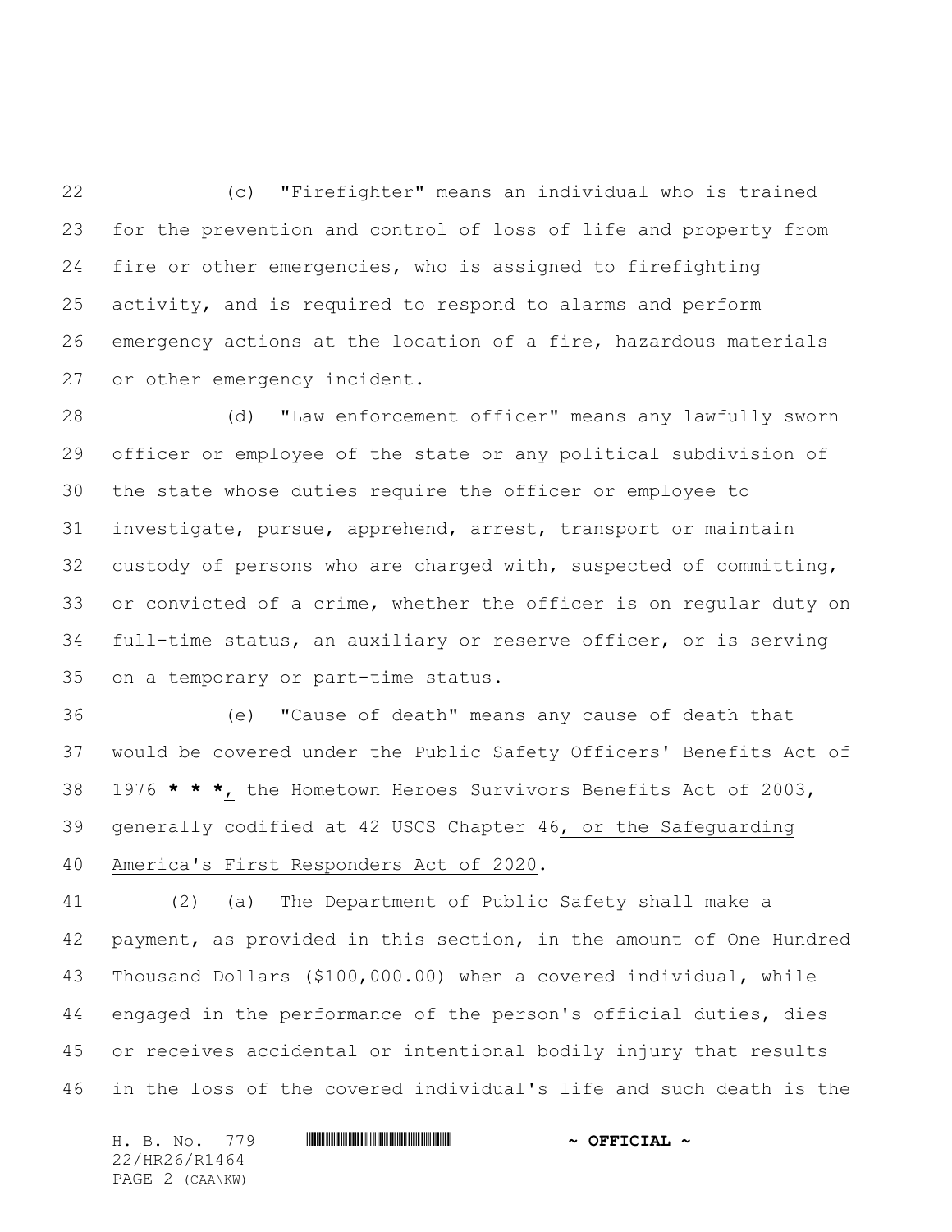(c) "Firefighter" means an individual who is trained for the prevention and control of loss of life and property from fire or other emergencies, who is assigned to firefighting activity, and is required to respond to alarms and perform emergency actions at the location of a fire, hazardous materials or other emergency incident.

(d) "Law enforcement officer" means any lawfully sworn officer or employee of the state or any political subdivision of the state whose duties require the officer or employee to investigate, pursue, apprehend, arrest, transport or maintain custody of persons who are charged with, suspected of committing, or convicted of a crime, whether the officer is on regular duty on full-time status, an auxiliary or reserve officer, or is serving on a temporary or part-time status.

(e) "Cause of death" means any cause of death that would be covered under the Public Safety Officers' Benefits Act of 1976 **\* \* \***, the Hometown Heroes Survivors Benefits Act of 2003, generally codified at 42 USCS Chapter 46, or the Safeguarding America's First Responders Act of 2020.

(2) (a) The Department of Public Safety shall make a payment, as provided in this section, in the amount of One Hundred Thousand Dollars ($100,000.00) when a covered individual, while engaged in the performance of the person's official duties, dies or receives accidental or intentional bodily injury that results in the loss of the covered individual's life and such death is the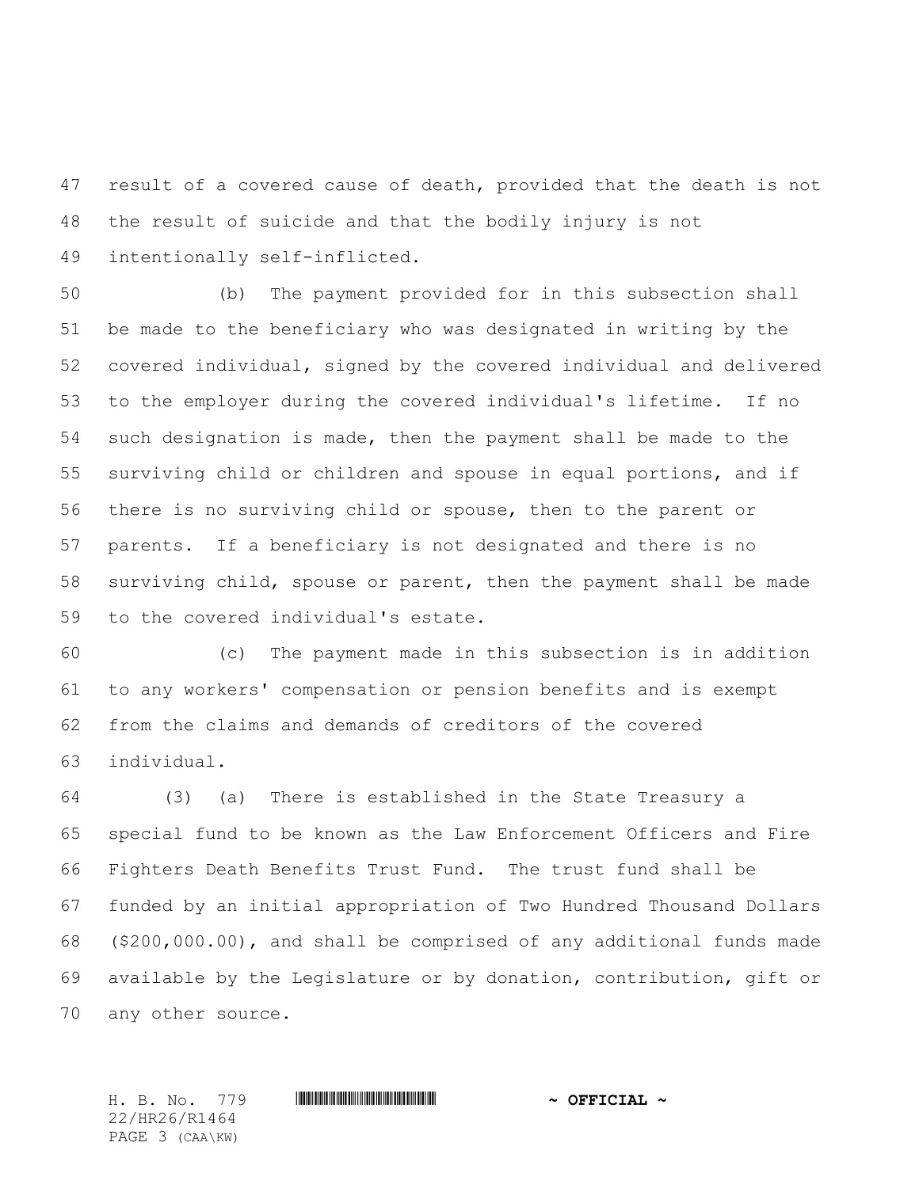result of a covered cause of death, provided that the death is not the result of suicide and that the bodily injury is not intentionally self-inflicted.

(b) The payment provided for in this subsection shall be made to the beneficiary who was designated in writing by the covered individual, signed by the covered individual and delivered to the employer during the covered individual's lifetime. If no such designation is made, then the payment shall be made to the surviving child or children and spouse in equal portions, and if there is no surviving child or spouse, then to the parent or parents. If a beneficiary is not designated and there is no surviving child, spouse or parent, then the payment shall be made to the covered individual's estate.

(c) The payment made in this subsection is in addition to any workers' compensation or pension benefits and is exempt from the claims and demands of creditors of the covered individual.

(3) (a) There is established in the State Treasury a special fund to be known as the Law Enforcement Officers and Fire Fighters Death Benefits Trust Fund. The trust fund shall be funded by an initial appropriation of Two Hundred Thousand Dollars ($200,000.00), and shall be comprised of any additional funds made available by the Legislature or by donation, contribution, gift or any other source.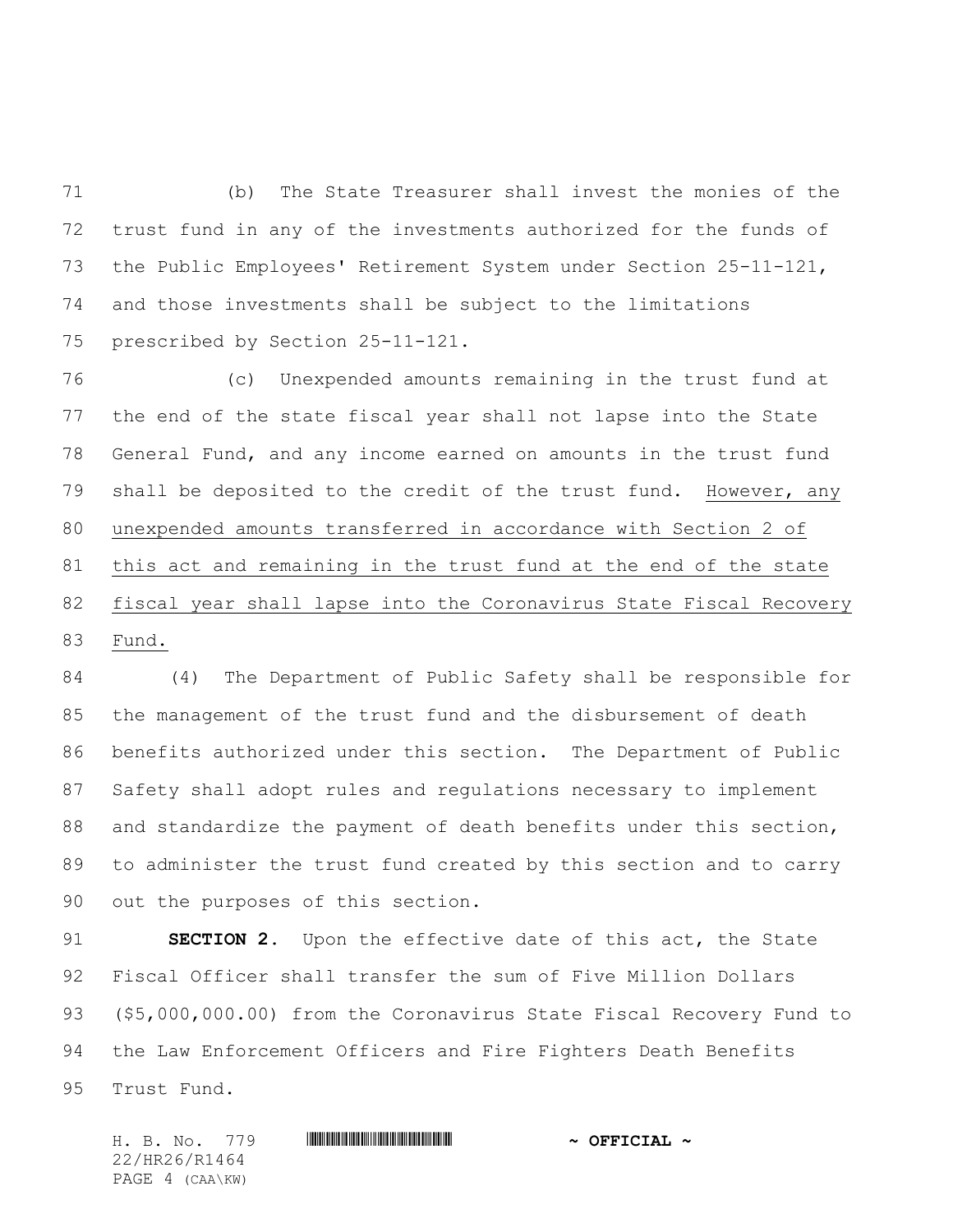(b) The State Treasurer shall invest the monies of the trust fund in any of the investments authorized for the funds of the Public Employees' Retirement System under Section 25-11-121, and those investments shall be subject to the limitations prescribed by Section 25-11-121.

(c) Unexpended amounts remaining in the trust fund at the end of the state fiscal year shall not lapse into the State General Fund, and any income earned on amounts in the trust fund shall be deposited to the credit of the trust fund. <u>However, any unexpended amounts transferred in accordance with Section 2 of this act and remaining in the trust fund at the end of the state fiscal year shall lapse into the Coronavirus State Fiscal Recovery Fund.</u>

(4) The Department of Public Safety shall be responsible for the management of the trust fund and the disbursement of death benefits authorized under this section. The Department of Public Safety shall adopt rules and regulations necessary to implement and standardize the payment of death benefits under this section, to administer the trust fund created by this section and to carry out the purposes of this section.

**SECTION 2.** Upon the effective date of this act, the State Fiscal Officer shall transfer the sum of Five Million Dollars ($5,000,000.00) from the Coronavirus State Fiscal Recovery Fund to the Law Enforcement Officers and Fire Fighters Death Benefits Trust Fund.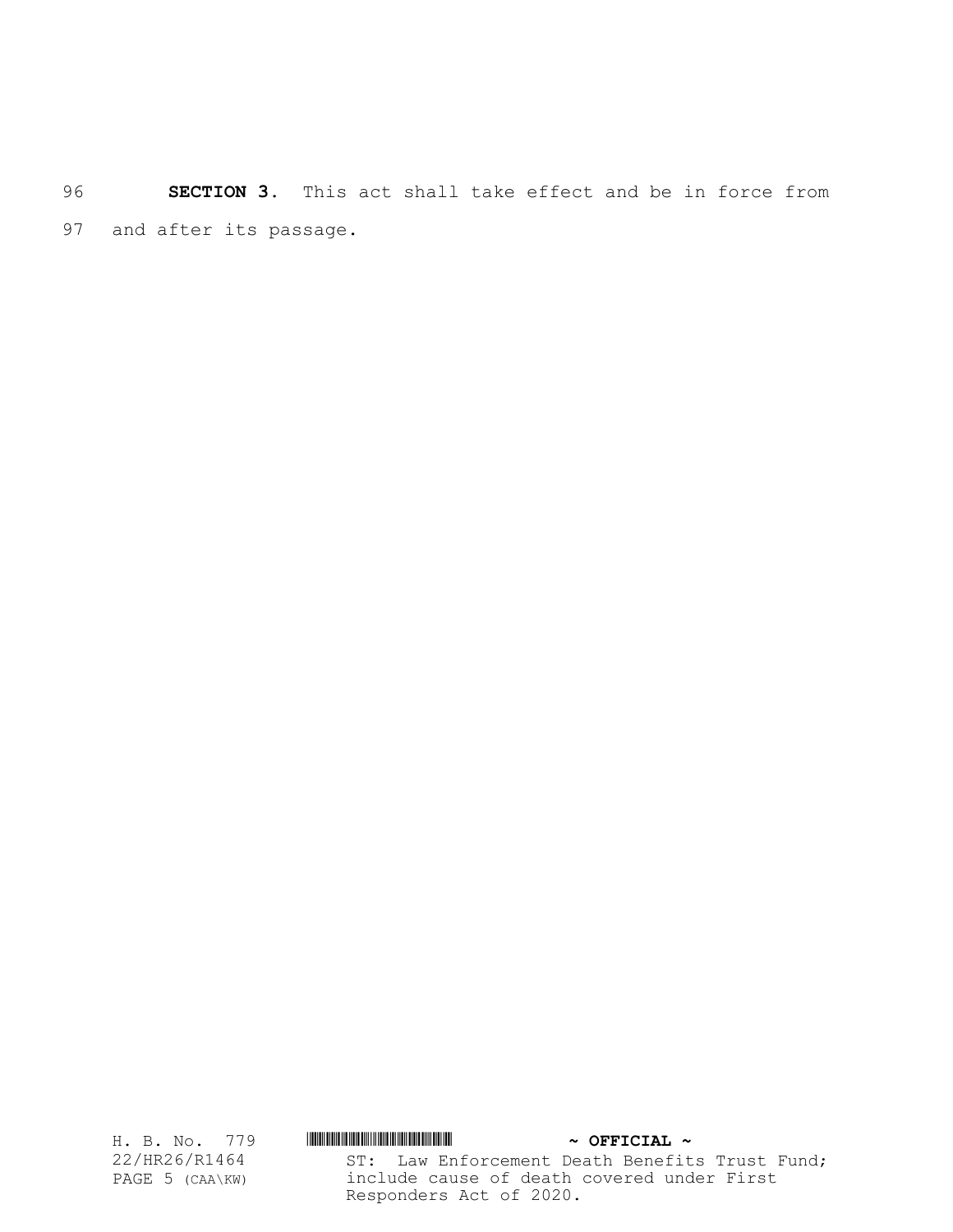**SECTION 3.** This act shall take effect and be in force from and after its passage.